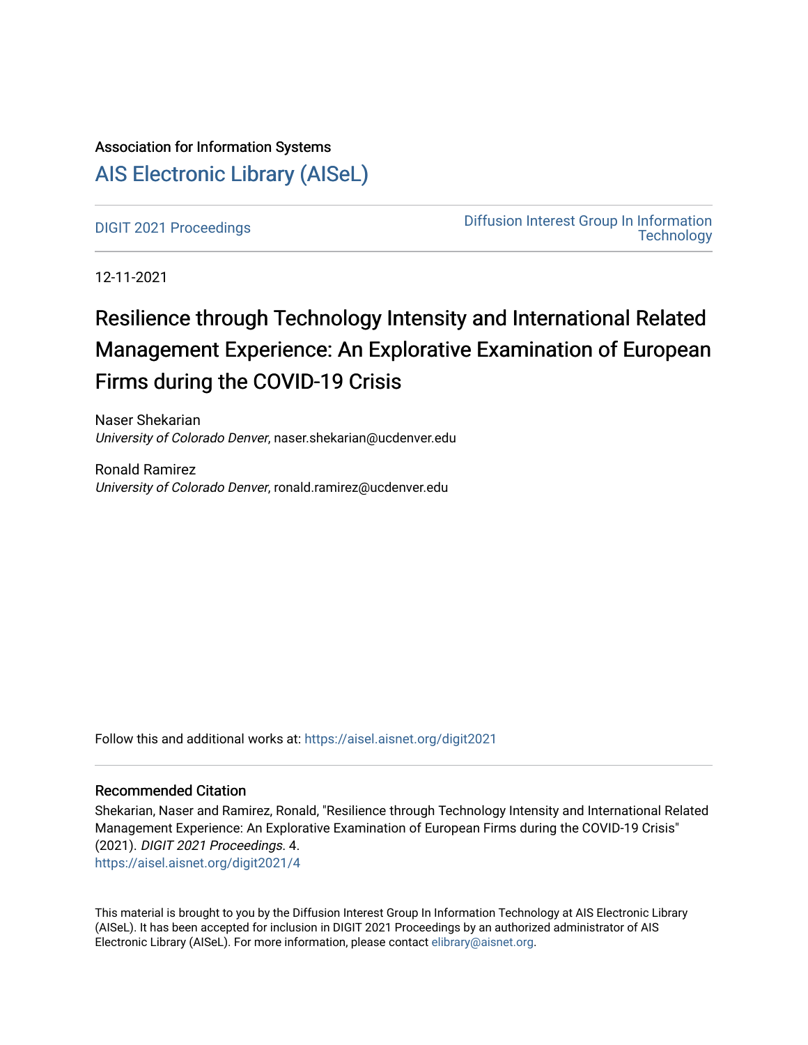Association for Information Systems

# AIS Electronic Library (AISeL)

DIGIT 2021 Proceedings

Diffusion Interest Group In Information Technology

12-11-2021

# Resilience through Technology Intensity and International Related Management Experience: An Explorative Examination of European Firms during the COVID-19 Crisis

Naser Shekarian
*University of Colorado Denver*, naser.shekarian@ucdenver.edu

Ronald Ramirez
*University of Colorado Denver*, ronald.ramirez@ucdenver.edu

Follow this and additional works at: https://aisel.aisnet.org/digit2021

## Recommended Citation

Shekarian, Naser and Ramirez, Ronald, "Resilience through Technology Intensity and International Related Management Experience: An Explorative Examination of European Firms during the COVID-19 Crisis" (2021). *DIGIT 2021 Proceedings*. 4.
https://aisel.aisnet.org/digit2021/4

This material is brought to you by the Diffusion Interest Group In Information Technology at AIS Electronic Library (AISeL). It has been accepted for inclusion in DIGIT 2021 Proceedings by an authorized administrator of AIS Electronic Library (AISeL). For more information, please contact elibrary@aisnet.org.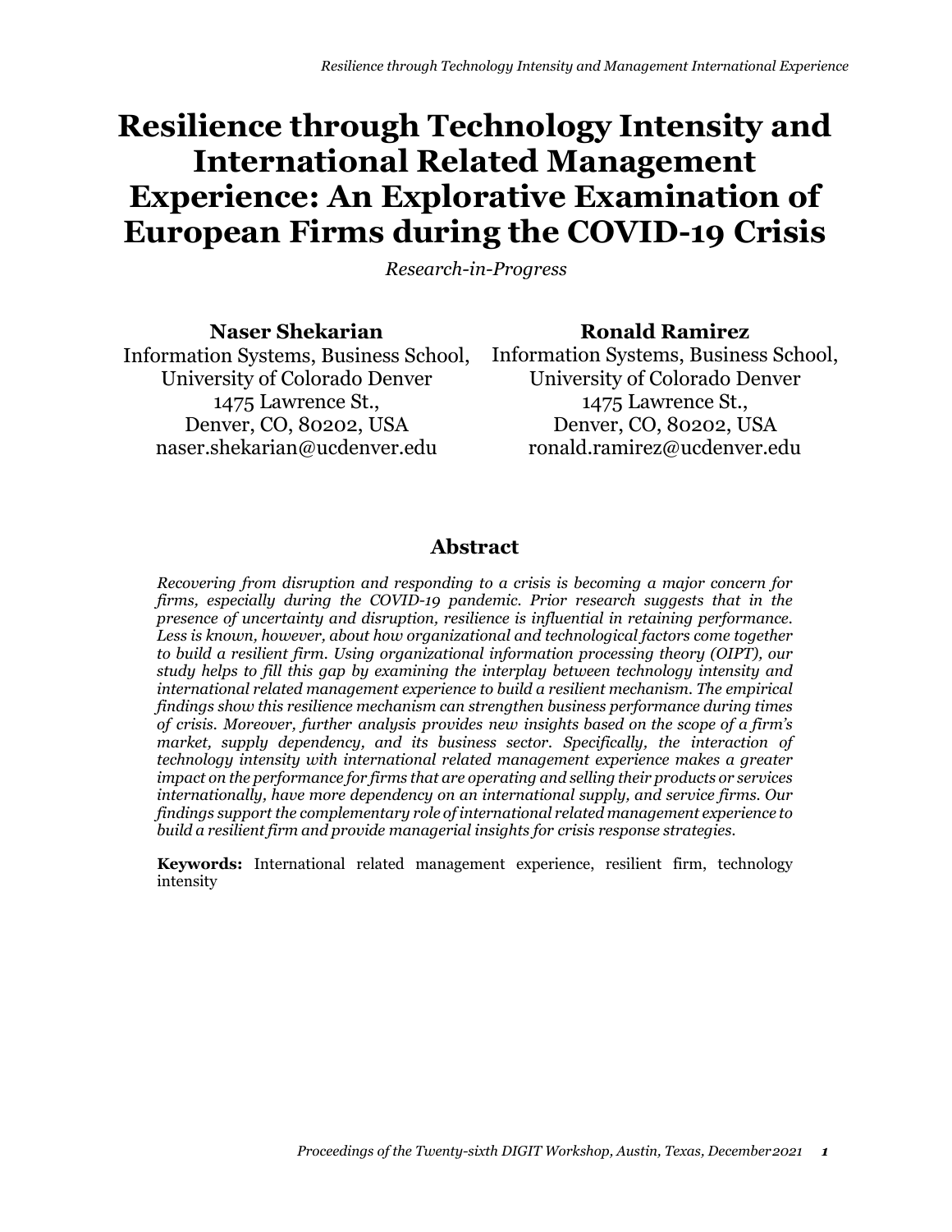# Resilience through Technology Intensity and International Related Management Experience: An Explorative Examination of European Firms during the COVID-19 Crisis

*Research-in-Progress*

**Naser Shekarian**
Information Systems, Business School,
University of Colorado Denver
1475 Lawrence St.,
Denver, CO, 80202, USA
naser.shekarian@ucdenver.edu

**Ronald Ramirez**
Information Systems, Business School,
University of Colorado Denver
1475 Lawrence St.,
Denver, CO, 80202, USA
ronald.ramirez@ucdenver.edu

## Abstract

*Recovering from disruption and responding to a crisis is becoming a major concern for firms, especially during the COVID-19 pandemic. Prior research suggests that in the presence of uncertainty and disruption, resilience is influential in retaining performance. Less is known, however, about how organizational and technological factors come together to build a resilient firm. Using organizational information processing theory (OIPT), our study helps to fill this gap by examining the interplay between technology intensity and international related management experience to build a resilient mechanism. The empirical findings show this resilience mechanism can strengthen business performance during times of crisis. Moreover, further analysis provides new insights based on the scope of a firm's market, supply dependency, and its business sector. Specifically, the interaction of technology intensity with international related management experience makes a greater impact on the performance for firms that are operating and selling their products or services internationally, have more dependency on an international supply, and service firms. Our findings support the complementary role of international related management experience to build a resilient firm and provide managerial insights for crisis response strategies.*

**Keywords:** International related management experience, resilient firm, technology intensity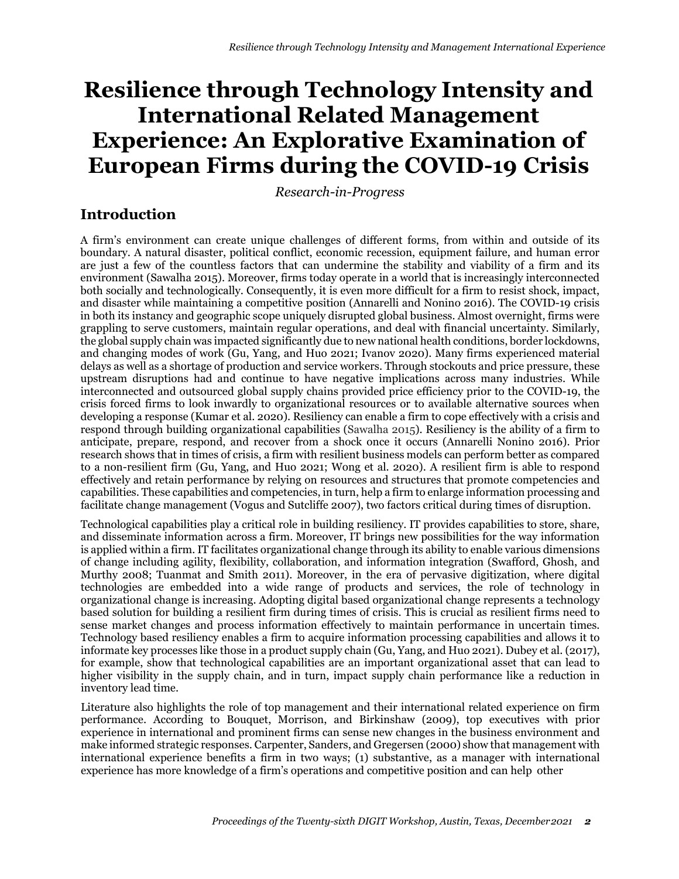# Resilience through Technology Intensity and International Related Management Experience: An Explorative Examination of European Firms during the COVID-19 Crisis

*Research-in-Progress*

## Introduction

A firm's environment can create unique challenges of different forms, from within and outside of its boundary. A natural disaster, political conflict, economic recession, equipment failure, and human error are just a few of the countless factors that can undermine the stability and viability of a firm and its environment (Sawalha 2015). Moreover, firms today operate in a world that is increasingly interconnected both socially and technologically. Consequently, it is even more difficult for a firm to resist shock, impact, and disaster while maintaining a competitive position (Annarelli and Nonino 2016). The COVID-19 crisis in both its instancy and geographic scope uniquely disrupted global business. Almost overnight, firms were grappling to serve customers, maintain regular operations, and deal with financial uncertainty. Similarly, the global supply chain was impacted significantly due to new national health conditions, border lockdowns, and changing modes of work (Gu, Yang, and Huo 2021; Ivanov 2020). Many firms experienced material delays as well as a shortage of production and service workers. Through stockouts and price pressure, these upstream disruptions had and continue to have negative implications across many industries. While interconnected and outsourced global supply chains provided price efficiency prior to the COVID-19, the crisis forced firms to look inwardly to organizational resources or to available alternative sources when developing a response (Kumar et al. 2020). Resiliency can enable a firm to cope effectively with a crisis and respond through building organizational capabilities (Sawalha 2015). Resiliency is the ability of a firm to anticipate, prepare, respond, and recover from a shock once it occurs (Annarelli Nonino 2016). Prior research shows that in times of crisis, a firm with resilient business models can perform better as compared to a non-resilient firm (Gu, Yang, and Huo 2021; Wong et al. 2020). A resilient firm is able to respond effectively and retain performance by relying on resources and structures that promote competencies and capabilities. These capabilities and competencies, in turn, help a firm to enlarge information processing and facilitate change management (Vogus and Sutcliffe 2007), two factors critical during times of disruption.

Technological capabilities play a critical role in building resiliency. IT provides capabilities to store, share, and disseminate information across a firm. Moreover, IT brings new possibilities for the way information is applied within a firm. IT facilitates organizational change through its ability to enable various dimensions of change including agility, flexibility, collaboration, and information integration (Swafford, Ghosh, and Murthy 2008; Tuanmat and Smith 2011). Moreover, in the era of pervasive digitization, where digital technologies are embedded into a wide range of products and services, the role of technology in organizational change is increasing. Adopting digital based organizational change represents a technology based solution for building a resilient firm during times of crisis. This is crucial as resilient firms need to sense market changes and process information effectively to maintain performance in uncertain times. Technology based resiliency enables a firm to acquire information processing capabilities and allows it to informate key processes like those in a product supply chain (Gu, Yang, and Huo 2021). Dubey et al. (2017), for example, show that technological capabilities are an important organizational asset that can lead to higher visibility in the supply chain, and in turn, impact supply chain performance like a reduction in inventory lead time.

Literature also highlights the role of top management and their international related experience on firm performance. According to Bouquet, Morrison, and Birkinshaw (2009), top executives with prior experience in international and prominent firms can sense new changes in the business environment and make informed strategic responses. Carpenter, Sanders, and Gregersen (2000) show that management with international experience benefits a firm in two ways; (1) substantive, as a manager with international experience has more knowledge of a firm's operations and competitive position and can help other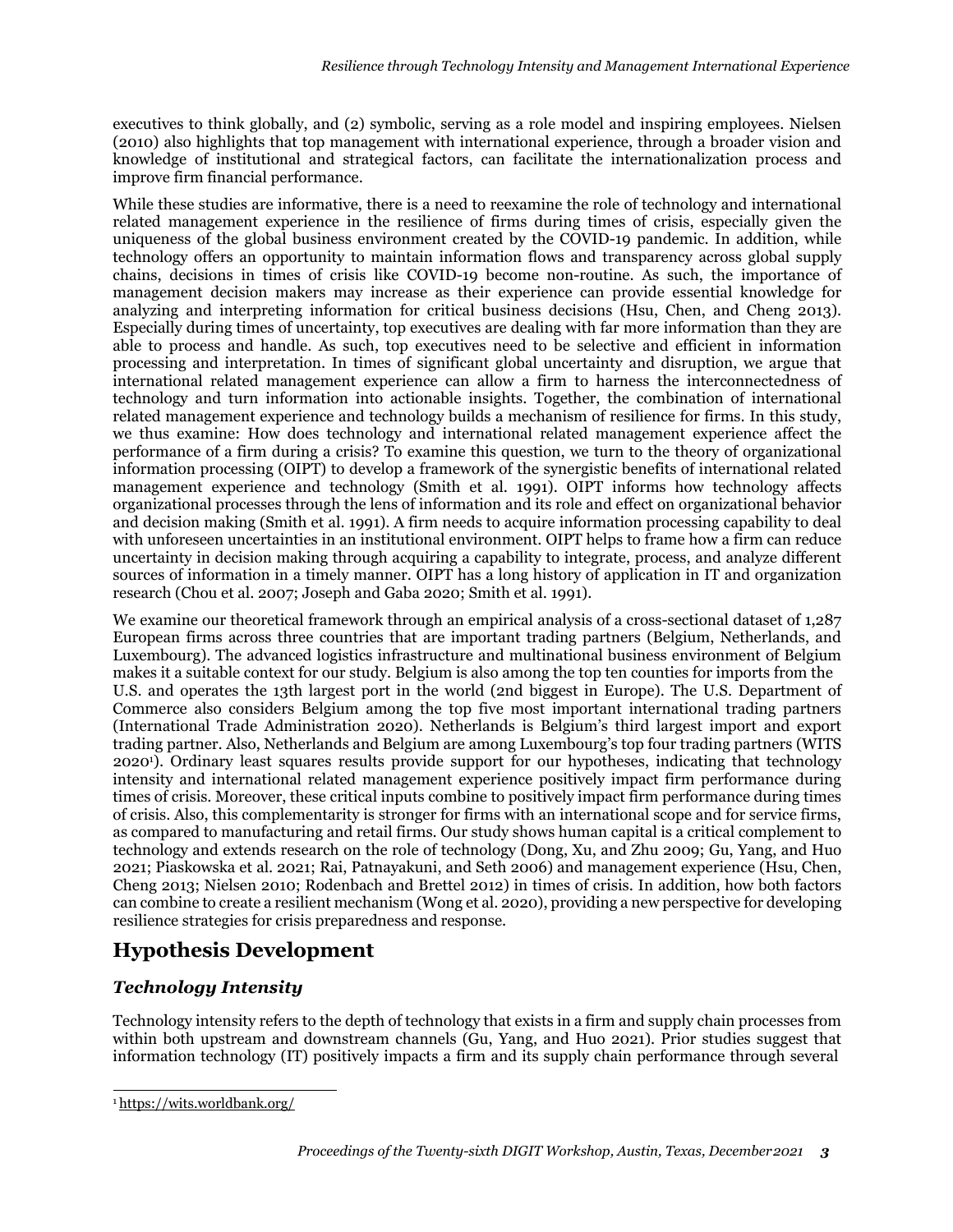executives to think globally, and (2) symbolic, serving as a role model and inspiring employees. Nielsen (2010) also highlights that top management with international experience, through a broader vision and knowledge of institutional and strategical factors, can facilitate the internationalization process and improve firm financial performance.

While these studies are informative, there is a need to reexamine the role of technology and international related management experience in the resilience of firms during times of crisis, especially given the uniqueness of the global business environment created by the COVID-19 pandemic. In addition, while technology offers an opportunity to maintain information flows and transparency across global supply chains, decisions in times of crisis like COVID-19 become non-routine. As such, the importance of management decision makers may increase as their experience can provide essential knowledge for analyzing and interpreting information for critical business decisions (Hsu, Chen, and Cheng 2013). Especially during times of uncertainty, top executives are dealing with far more information than they are able to process and handle. As such, top executives need to be selective and efficient in information processing and interpretation. In times of significant global uncertainty and disruption, we argue that international related management experience can allow a firm to harness the interconnectedness of technology and turn information into actionable insights. Together, the combination of international related management experience and technology builds a mechanism of resilience for firms. In this study, we thus examine: How does technology and international related management experience affect the performance of a firm during a crisis? To examine this question, we turn to the theory of organizational information processing (OIPT) to develop a framework of the synergistic benefits of international related management experience and technology (Smith et al. 1991). OIPT informs how technology affects organizational processes through the lens of information and its role and effect on organizational behavior and decision making (Smith et al. 1991). A firm needs to acquire information processing capability to deal with unforeseen uncertainties in an institutional environment. OIPT helps to frame how a firm can reduce uncertainty in decision making through acquiring a capability to integrate, process, and analyze different sources of information in a timely manner. OIPT has a long history of application in IT and organization research (Chou et al. 2007; Joseph and Gaba 2020; Smith et al. 1991).

We examine our theoretical framework through an empirical analysis of a cross-sectional dataset of 1,287 European firms across three countries that are important trading partners (Belgium, Netherlands, and Luxembourg). The advanced logistics infrastructure and multinational business environment of Belgium makes it a suitable context for our study. Belgium is also among the top ten counties for imports from the U.S. and operates the 13th largest port in the world (2nd biggest in Europe). The U.S. Department of Commerce also considers Belgium among the top five most important international trading partners (International Trade Administration 2020). Netherlands is Belgium's third largest import and export trading partner. Also, Netherlands and Belgium are among Luxembourg's top four trading partners (WITS 2020[1]). Ordinary least squares results provide support for our hypotheses, indicating that technology intensity and international related management experience positively impact firm performance during times of crisis. Moreover, these critical inputs combine to positively impact firm performance during times of crisis. Also, this complementarity is stronger for firms with an international scope and for service firms, as compared to manufacturing and retail firms. Our study shows human capital is a critical complement to technology and extends research on the role of technology (Dong, Xu, and Zhu 2009; Gu, Yang, and Huo 2021; Piaskowska et al. 2021; Rai, Patnayakuni, and Seth 2006) and management experience (Hsu, Chen, Cheng 2013; Nielsen 2010; Rodenbach and Brettel 2012) in times of crisis. In addition, how both factors can combine to create a resilient mechanism (Wong et al. 2020), providing a new perspective for developing resilience strategies for crisis preparedness and response.

## Hypothesis Development

### *Technology Intensity*

Technology intensity refers to the depth of technology that exists in a firm and supply chain processes from within both upstream and downstream channels (Gu, Yang, and Huo 2021). Prior studies suggest that information technology (IT) positively impacts a firm and its supply chain performance through several

[1] https://wits.worldbank.org/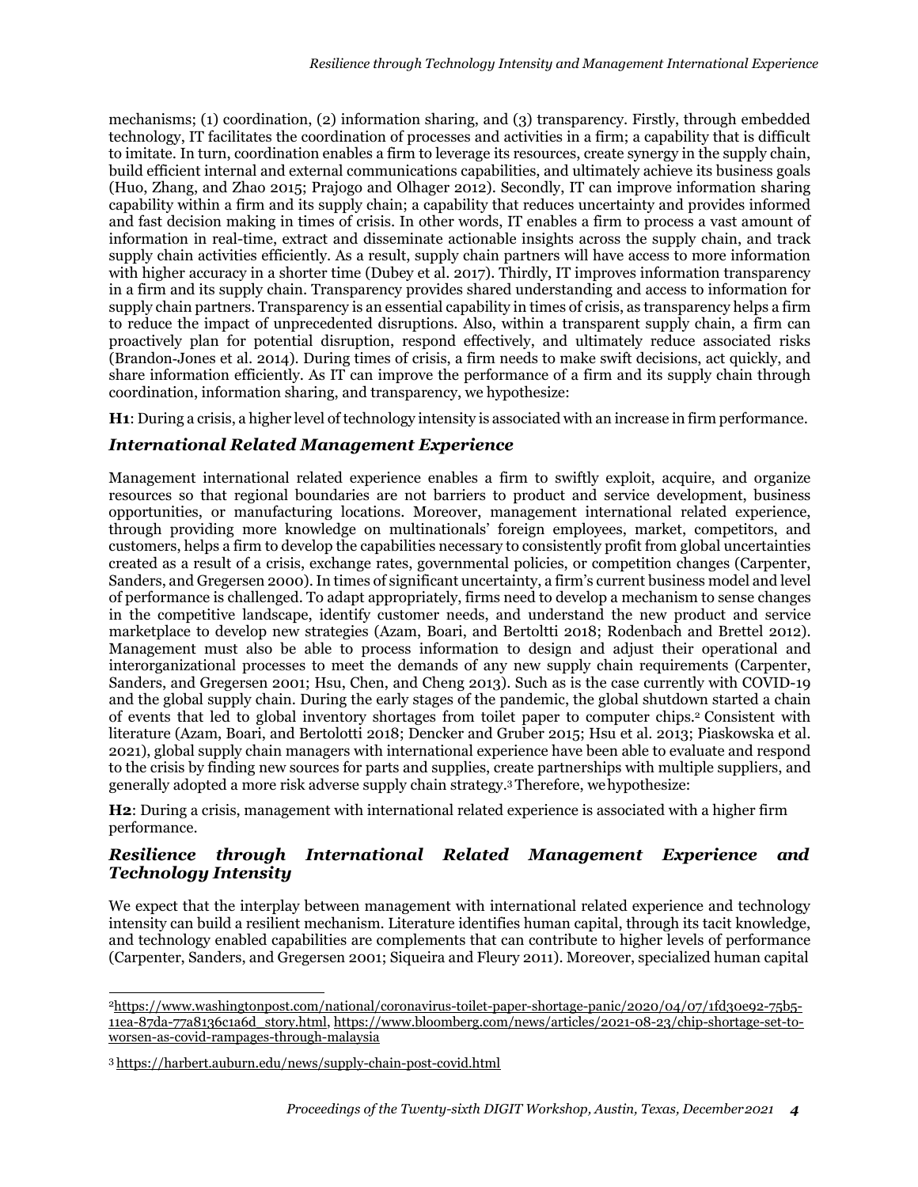mechanisms; (1) coordination, (2) information sharing, and (3) transparency. Firstly, through embedded technology, IT facilitates the coordination of processes and activities in a firm; a capability that is difficult to imitate. In turn, coordination enables a firm to leverage its resources, create synergy in the supply chain, build efficient internal and external communications capabilities, and ultimately achieve its business goals (Huo, Zhang, and Zhao 2015; Prajogo and Olhager 2012). Secondly, IT can improve information sharing capability within a firm and its supply chain; a capability that reduces uncertainty and provides informed and fast decision making in times of crisis. In other words, IT enables a firm to process a vast amount of information in real-time, extract and disseminate actionable insights across the supply chain, and track supply chain activities efficiently. As a result, supply chain partners will have access to more information with higher accuracy in a shorter time (Dubey et al. 2017). Thirdly, IT improves information transparency in a firm and its supply chain. Transparency provides shared understanding and access to information for supply chain partners. Transparency is an essential capability in times of crisis, as transparency helps a firm to reduce the impact of unprecedented disruptions. Also, within a transparent supply chain, a firm can proactively plan for potential disruption, respond effectively, and ultimately reduce associated risks (Brandon-Jones et al. 2014). During times of crisis, a firm needs to make swift decisions, act quickly, and share information efficiently. As IT can improve the performance of a firm and its supply chain through coordination, information sharing, and transparency, we hypothesize:

**H1**: During a crisis, a higher level of technology intensity is associated with an increase in firm performance.

### *International Related Management Experience*

Management international related experience enables a firm to swiftly exploit, acquire, and organize resources so that regional boundaries are not barriers to product and service development, business opportunities, or manufacturing locations. Moreover, management international related experience, through providing more knowledge on multinationals' foreign employees, market, competitors, and customers, helps a firm to develop the capabilities necessary to consistently profit from global uncertainties created as a result of a crisis, exchange rates, governmental policies, or competition changes (Carpenter, Sanders, and Gregersen 2000). In times of significant uncertainty, a firm's current business model and level of performance is challenged. To adapt appropriately, firms need to develop a mechanism to sense changes in the competitive landscape, identify customer needs, and understand the new product and service marketplace to develop new strategies (Azam, Boari, and Bertoltti 2018; Rodenbach and Brettel 2012). Management must also be able to process information to design and adjust their operational and interorganizational processes to meet the demands of any new supply chain requirements (Carpenter, Sanders, and Gregersen 2001; Hsu, Chen, and Cheng 2013). Such as is the case currently with COVID-19 and the global supply chain. During the early stages of the pandemic, the global shutdown started a chain of events that led to global inventory shortages from toilet paper to computer chips.[2] Consistent with literature (Azam, Boari, and Bertolotti 2018; Dencker and Gruber 2015; Hsu et al. 2013; Piaskowska et al. 2021), global supply chain managers with international experience have been able to evaluate and respond to the crisis by finding new sources for parts and supplies, create partnerships with multiple suppliers, and generally adopted a more risk adverse supply chain strategy.[3] Therefore, we hypothesize:

**H2**: During a crisis, management with international related experience is associated with a higher firm performance.

### *Resilience through International Related Management Experience and Technology Intensity*

We expect that the interplay between management with international related experience and technology intensity can build a resilient mechanism. Literature identifies human capital, through its tacit knowledge, and technology enabled capabilities are complements that can contribute to higher levels of performance (Carpenter, Sanders, and Gregersen 2001; Siqueira and Fleury 2011). Moreover, specialized human capital

---

[2] https://www.washingtonpost.com/national/coronavirus-toilet-paper-shortage-panic/2020/04/07/1fd30e92-75b5-11ea-87da-77a8136c1a6d_story.html, https://www.bloomberg.com/news/articles/2021-08-23/chip-shortage-set-to-worsen-as-covid-rampages-through-malaysia

[3] https://harbert.auburn.edu/news/supply-chain-post-covid.html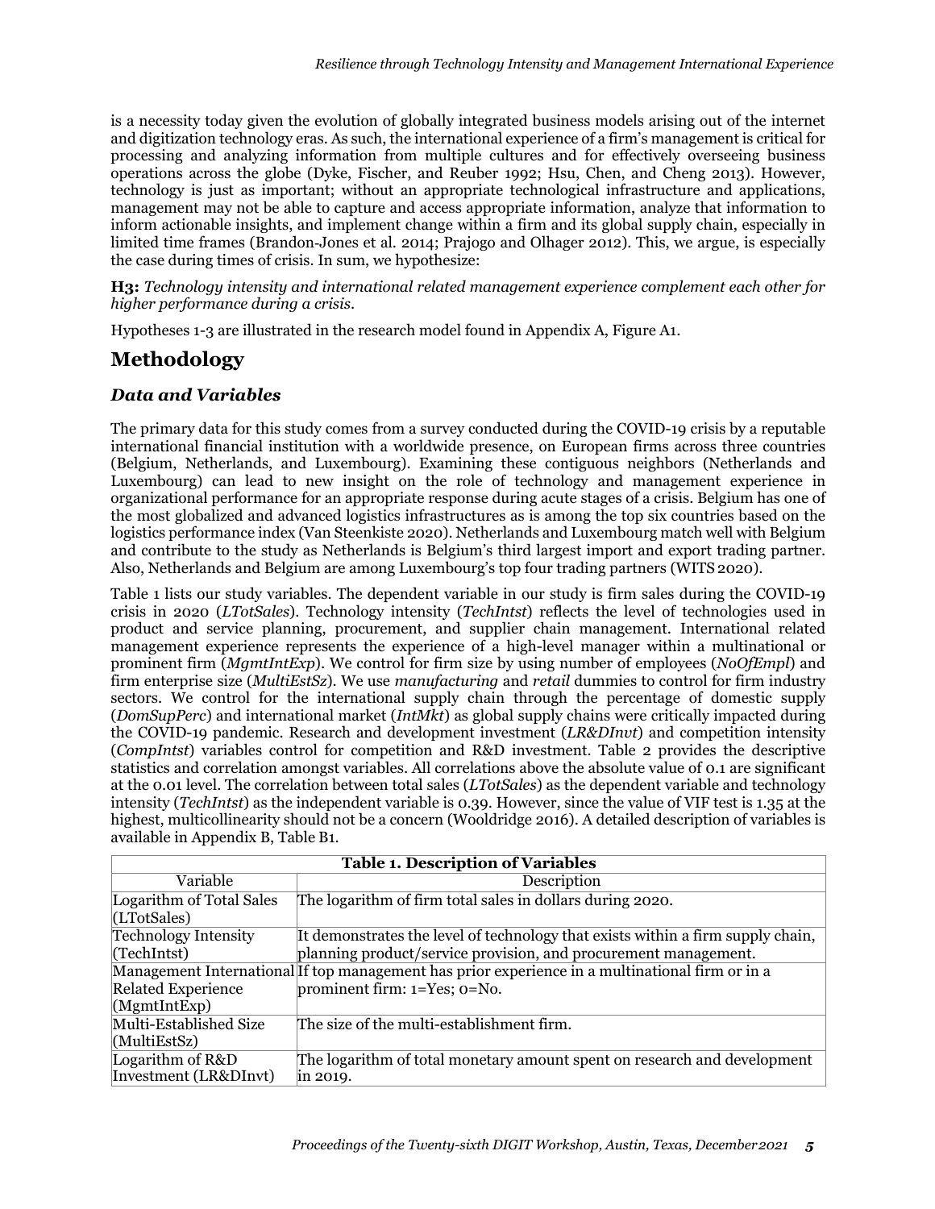is a necessity today given the evolution of globally integrated business models arising out of the internet and digitization technology eras. As such, the international experience of a firm's management is critical for processing and analyzing information from multiple cultures and for effectively overseeing business operations across the globe (Dyke, Fischer, and Reuber 1992; Hsu, Chen, and Cheng 2013). However, technology is just as important; without an appropriate technological infrastructure and applications, management may not be able to capture and access appropriate information, analyze that information to inform actionable insights, and implement change within a firm and its global supply chain, especially in limited time frames (Brandon-Jones et al. 2014; Prajogo and Olhager 2012). This, we argue, is especially the case during times of crisis. In sum, we hypothesize:

**H3:** *Technology intensity and international related management experience complement each other for higher performance during a crisis.*

Hypotheses 1-3 are illustrated in the research model found in Appendix A, Figure A1.

# Methodology

## *Data and Variables*

The primary data for this study comes from a survey conducted during the COVID-19 crisis by a reputable international financial institution with a worldwide presence, on European firms across three countries (Belgium, Netherlands, and Luxembourg). Examining these contiguous neighbors (Netherlands and Luxembourg) can lead to new insight on the role of technology and management experience in organizational performance for an appropriate response during acute stages of a crisis. Belgium has one of the most globalized and advanced logistics infrastructures as is among the top six countries based on the logistics performance index (Van Steenkiste 2020). Netherlands and Luxembourg match well with Belgium and contribute to the study as Netherlands is Belgium's third largest import and export trading partner. Also, Netherlands and Belgium are among Luxembourg's top four trading partners (WITS 2020).

Table 1 lists our study variables. The dependent variable in our study is firm sales during the COVID-19 crisis in 2020 (*LTotSales*). Technology intensity (*TechIntst*) reflects the level of technologies used in product and service planning, procurement, and supplier chain management. International related management experience represents the experience of a high-level manager within a multinational or prominent firm (*MgmtIntExp*). We control for firm size by using number of employees (*NoOfEmpl*) and firm enterprise size (*MultiEstSz*). We use *manufacturing* and *retail* dummies to control for firm industry sectors. We control for the international supply chain through the percentage of domestic supply (*DomSupPerc*) and international market (*IntMkt*) as global supply chains were critically impacted during the COVID-19 pandemic. Research and development investment (*LR&DInvt*) and competition intensity (*CompIntst*) variables control for competition and R&D investment. Table 2 provides the descriptive statistics and correlation amongst variables. All correlations above the absolute value of 0.1 are significant at the 0.01 level. The correlation between total sales (*LTotSales*) as the dependent variable and technology intensity (*TechIntst*) as the independent variable is 0.39. However, since the value of VIF test is 1.35 at the highest, multicollinearity should not be a concern (Wooldridge 2016). A detailed description of variables is available in Appendix B, Table B1.

**Table 1. Description of Variables**

| Variable | Description |
|---|---|
| Logarithm of Total Sales (LTotSales) | The logarithm of firm total sales in dollars during 2020. |
| Technology Intensity (TechIntst) | It demonstrates the level of technology that exists within a firm supply chain, planning product/service provision, and procurement management. |
| Management International Related Experience (MgmtIntExp) | If top management has prior experience in a multinational firm or in a prominent firm: 1=Yes; 0=No. |
| Multi-Established Size (MultiEstSz) | The size of the multi-establishment firm. |
| Logarithm of R&D Investment (LR&DInvt) | The logarithm of total monetary amount spent on research and development in 2019. |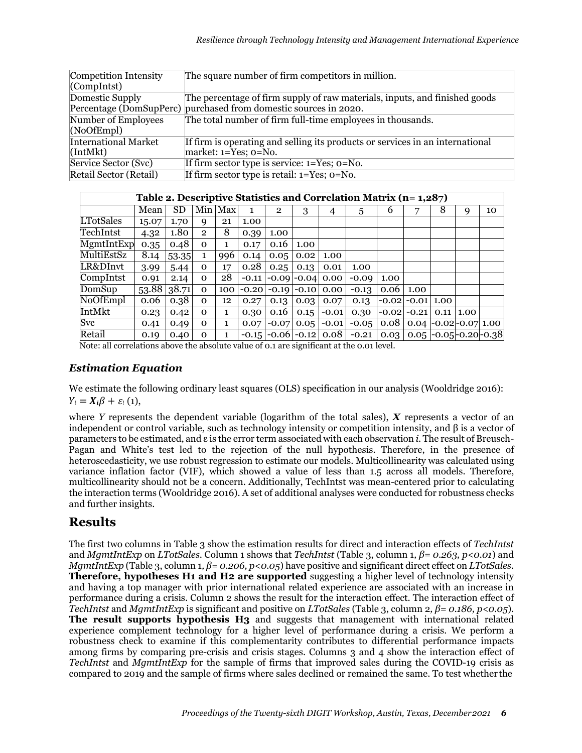| Competition Intensity (CompIntst) | The square number of firm competitors in million. |
|---|---|
| Domestic Supply Percentage (DomSupPerc) | The percentage of firm supply of raw materials, inputs, and finished goods purchased from domestic sources in 2020. |
| Number of Employees (NoOfEmpl) | The total number of firm full-time employees in thousands. |
| International Market (IntMkt) | If firm is operating and selling its products or services in an international market: 1=Yes; 0=No. |
| Service Sector (Svc) | If firm sector type is service: 1=Yes; 0=No. |
| Retail Sector (Retail) | If firm sector type is retail: 1=Yes; 0=No. |

**Table 2. Descriptive Statistics and Correlation Matrix (n= 1,287)**

| | Mean | SD | Min | Max | 1 | 2 | 3 | 4 | 5 | 6 | 7 | 8 | 9 | 10 |
|---|---|---|---|---|---|---|---|---|---|---|---|---|---|---|
| LTotSales | 15.07 | 1.70 | 9 | 21 | 1.00 | | | | | | | | | |
| TechIntst | 4.32 | 1.80 | 2 | 8 | 0.39 | 1.00 | | | | | | | | |
| MgmtIntExp | 0.35 | 0.48 | 0 | 1 | 0.17 | 0.16 | 1.00 | | | | | | | |
| MultiEstSz | 8.14 | 53.35 | 1 | 996 | 0.14 | 0.05 | 0.02 | 1.00 | | | | | | |
| LR&DInvt | 3.99 | 5.44 | 0 | 17 | 0.28 | 0.25 | 0.13 | 0.01 | 1.00 | | | | | |
| CompIntst | 0.91 | 2.14 | 0 | 28 | -0.11 | -0.09 | -0.04 | 0.00 | -0.09 | 1.00 | | | | |
| DomSup | 53.88 | 38.71 | 0 | 100 | -0.20 | -0.19 | -0.10 | 0.00 | -0.13 | 0.06 | 1.00 | | | |
| NoOfEmpl | 0.06 | 0.38 | 0 | 12 | 0.27 | 0.13 | 0.03 | 0.07 | 0.13 | -0.02 | -0.01 | 1.00 | | |
| IntMkt | 0.23 | 0.42 | 0 | 1 | 0.30 | 0.16 | 0.15 | -0.01 | 0.30 | -0.02 | -0.21 | 0.11 | 1.00 | |
| Svc | 0.41 | 0.49 | 0 | 1 | 0.07 | -0.07 | 0.05 | -0.01 | -0.05 | 0.08 | 0.04 | -0.02 | -0.07 | 1.00 |
| Retail | 0.19 | 0.40 | 0 | 1 | -0.15 | -0.06 | -0.12 | 0.08 | -0.21 | 0.03 | 0.05 | -0.05 | -0.20 | -0.38 |

Note: all correlations above the absolute value of 0.1 are significant at the 0.01 level.

### *Estimation Equation*

We estimate the following ordinary least squares (OLS) specification in our analysis (Wooldridge 2016):

$Y_i = \boldsymbol{X}_i\beta + \varepsilon_i$ (1),

where *Y* represents the dependent variable (logarithm of the total sales), $\boldsymbol{X}$ represents a vector of an independent or control variable, such as technology intensity or competition intensity, and β is a vector of parameters to be estimated, and ε is the error term associated with each observation *i*. The result of Breusch-Pagan and White's test led to the rejection of the null hypothesis. Therefore, in the presence of heteroscedasticity, we use robust regression to estimate our models. Multicollinearity was calculated using variance inflation factor (VIF), which showed a value of less than 1.5 across all models. Therefore, multicollinearity should not be a concern. Additionally, TechIntst was mean-centered prior to calculating the interaction terms (Wooldridge 2016). A set of additional analyses were conducted for robustness checks and further insights.

## Results

The first two columns in Table 3 show the estimation results for direct and interaction effects of *TechIntst* and *MgmtIntExp* on *LTotSales*. Column 1 shows that *TechIntst* (Table 3, column 1, $\beta = 0.263, p<0.01$) and *MgmtIntExp* (Table 3, column 1, $\beta = 0.206, p<0.05$) have positive and significant direct effect on *LTotSales*. **Therefore, hypotheses H1 and H2 are supported** suggesting a higher level of technology intensity and having a top manager with prior international related experience are associated with an increase in performance during a crisis. Column 2 shows the result for the interaction effect. The interaction effect of *TechIntst* and *MgmtIntExp* is significant and positive on *LTotSales* (Table 3, column 2, $\beta = 0.186, p<0.05$). **The result supports hypothesis H3** and suggests that management with international related experience complement technology for a higher level of performance during a crisis. We perform a robustness check to examine if this complementarity contributes to differential performance impacts among firms by comparing pre-crisis and crisis stages. Columns 3 and 4 show the interaction effect of *TechIntst* and *MgmtIntExp* for the sample of firms that improved sales during the COVID-19 crisis as compared to 2019 and the sample of firms where sales declined or remained the same. To test whether the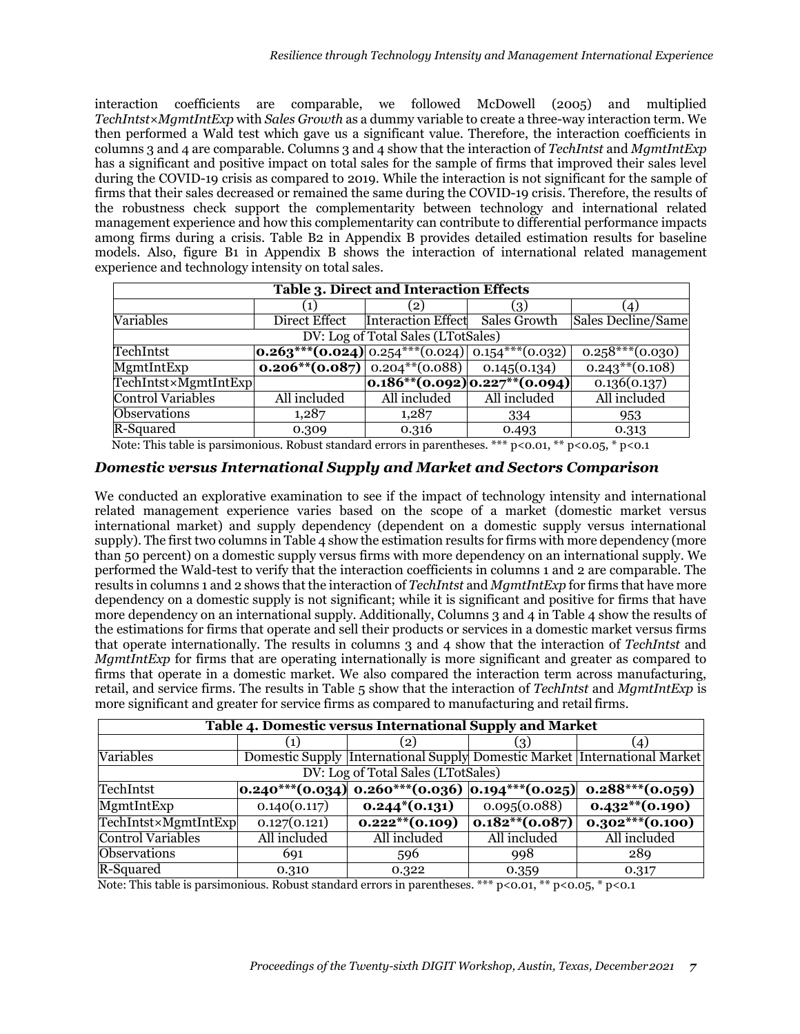interaction coefficients are comparable, we followed McDowell (2005) and multiplied *TechIntst×MgmtIntExp* with *Sales Growth* as a dummy variable to create a three-way interaction term. We then performed a Wald test which gave us a significant value. Therefore, the interaction coefficients in columns 3 and 4 are comparable. Columns 3 and 4 show that the interaction of *TechIntst* and *MgmtIntExp* has a significant and positive impact on total sales for the sample of firms that improved their sales level during the COVID-19 crisis as compared to 2019. While the interaction is not significant for the sample of firms that their sales decreased or remained the same during the COVID-19 crisis. Therefore, the results of the robustness check support the complementarity between technology and international related management experience and how this complementarity can contribute to differential performance impacts among firms during a crisis. Table B2 in Appendix B provides detailed estimation results for baseline models. Also, figure B1 in Appendix B shows the interaction of international related management experience and technology intensity on total sales.

**Table 3. Direct and Interaction Effects**

| | (1) | (2) | (3) | (4) |
|---|---|---|---|---|
| Variables | Direct Effect | Interaction Effect | Sales Growth | Sales Decline/Same |
| DV: Log of Total Sales (LTotSales) | | | | |
| TechIntst | **0.263\*\*\*(0.024)** | 0.254\*\*\*(0.024) | 0.154\*\*\*(0.032) | 0.258\*\*\*(0.030) |
| MgmtIntExp | **0.206\*\*(0.087)** | 0.204\*\*(0.088) | 0.145(0.134) | 0.243\*\*(0.108) |
| TechIntst×MgmtIntExp | | **0.186\*\*(0.092)** | **0.227\*\*(0.094)** | 0.136(0.137) |
| Control Variables | All included | All included | All included | All included |
| Observations | 1,287 | 1,287 | 334 | 953 |
| R-Squared | 0.309 | 0.316 | 0.493 | 0.313 |

Note: This table is parsimonious. Robust standard errors in parentheses. \*\*\* p<0.01, \*\* p<0.05, \* p<0.1

### *Domestic versus International Supply and Market and Sectors Comparison*

We conducted an explorative examination to see if the impact of technology intensity and international related management experience varies based on the scope of a market (domestic market versus international market) and supply dependency (dependent on a domestic supply versus international supply). The first two columns in Table 4 show the estimation results for firms with more dependency (more than 50 percent) on a domestic supply versus firms with more dependency on an international supply. We performed the Wald-test to verify that the interaction coefficients in columns 1 and 2 are comparable. The results in columns 1 and 2 shows that the interaction of *TechIntst* and *MgmtIntExp* for firms that have more dependency on a domestic supply is not significant; while it is significant and positive for firms that have more dependency on an international supply. Additionally, Columns 3 and 4 in Table 4 show the results of the estimations for firms that operate and sell their products or services in a domestic market versus firms that operate internationally. The results in columns 3 and 4 show that the interaction of *TechIntst* and *MgmtIntExp* for firms that are operating internationally is more significant and greater as compared to firms that operate in a domestic market. We also compared the interaction term across manufacturing, retail, and service firms. The results in Table 5 show that the interaction of *TechIntst* and *MgmtIntExp* is more significant and greater for service firms as compared to manufacturing and retail firms.

**Table 4. Domestic versus International Supply and Market**

| | (1) | (2) | (3) | (4) |
|---|---|---|---|---|
| Variables | Domestic Supply | International Supply | Domestic Market | International Market |
| DV: Log of Total Sales (LTotSales) | | | | |
| TechIntst | **0.240\*\*\*(0.034)** | **0.260\*\*\*(0.036)** | **0.194\*\*\*(0.025)** | **0.288\*\*\*(0.059)** |
| MgmtIntExp | 0.140(0.117) | **0.244\*(0.131)** | 0.095(0.088) | **0.432\*\*(0.190)** |
| TechIntst×MgmtIntExp | 0.127(0.121) | **0.222\*\*(0.109)** | **0.182\*\*(0.087)** | **0.302\*\*\*(0.100)** |
| Control Variables | All included | All included | All included | All included |
| Observations | 691 | 596 | 998 | 289 |
| R-Squared | 0.310 | 0.322 | 0.359 | 0.317 |

Note: This table is parsimonious. Robust standard errors in parentheses. \*\*\* p<0.01, \*\* p<0.05, \* p<0.1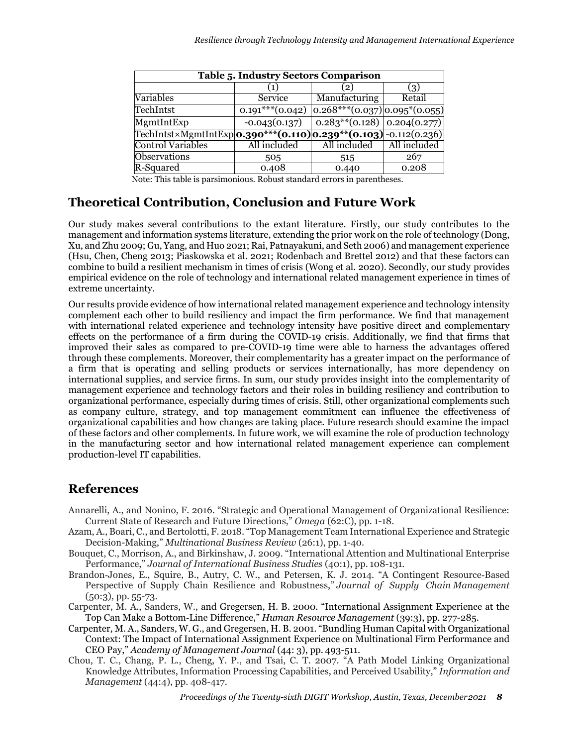**Table 5. Industry Sectors Comparison**

| | (1) | (2) | (3) |
|---|---|---|---|
| Variables | Service | Manufacturing | Retail |
| TechIntst | $0.191^{***}(0.042)$ | $0.268^{***}(0.037)$ | $0.095^{*}(0.055)$ |
| MgmtIntExp | -0.043(0.137) | $0.283^{**}(0.128)$ | 0.204(0.277) |
| TechIntst×MgmtIntExp | **$0.390^{***}(0.110)$** | **$0.239^{**}(0.103)$** | -0.112(0.236) |
| Control Variables | All included | All included | All included |
| Observations | 505 | 515 | 267 |
| R-Squared | 0.408 | 0.440 | 0.208 |

Note: This table is parsimonious. Robust standard errors in parentheses.

## Theoretical Contribution, Conclusion and Future Work

Our study makes several contributions to the extant literature. Firstly, our study contributes to the management and information systems literature, extending the prior work on the role of technology (Dong, Xu, and Zhu 2009; Gu, Yang, and Huo 2021; Rai, Patnayakuni, and Seth 2006) and management experience (Hsu, Chen, Cheng 2013; Piaskowska et al. 2021; Rodenbach and Brettel 2012) and that these factors can combine to build a resilient mechanism in times of crisis (Wong et al. 2020). Secondly, our study provides empirical evidence on the role of technology and international related management experience in times of extreme uncertainty.

Our results provide evidence of how international related management experience and technology intensity complement each other to build resiliency and impact the firm performance. We find that management with international related experience and technology intensity have positive direct and complementary effects on the performance of a firm during the COVID-19 crisis. Additionally, we find that firms that improved their sales as compared to pre-COVID-19 time were able to harness the advantages offered through these complements. Moreover, their complementarity has a greater impact on the performance of a firm that is operating and selling products or services internationally, has more dependency on international supplies, and service firms. In sum, our study provides insight into the complementarity of management experience and technology factors and their roles in building resiliency and contribution to organizational performance, especially during times of crisis. Still, other organizational complements such as company culture, strategy, and top management commitment can influence the effectiveness of organizational capabilities and how changes are taking place. Future research should examine the impact of these factors and other complements. In future work, we will examine the role of production technology in the manufacturing sector and how international related management experience can complement production-level IT capabilities.

## References

Annarelli, A., and Nonino, F. 2016. "Strategic and Operational Management of Organizational Resilience: Current State of Research and Future Directions," *Omega* (62:C), pp. 1-18.

Azam, A., Boari, C., and Bertolotti, F. 2018. "Top Management Team International Experience and Strategic Decision-Making," *Multinational Business Review* (26:1), pp. 1-40.

Bouquet, C., Morrison, A., and Birkinshaw, J. 2009. "International Attention and Multinational Enterprise Performance," *Journal of International Business Studies* (40:1), pp. 108-131.

Brandon-Jones, E., Squire, B., Autry, C. W., and Petersen, K. J. 2014. "A Contingent Resource-Based Perspective of Supply Chain Resilience and Robustness," *Journal of Supply Chain Management* (50:3), pp. 55-73.

Carpenter, M. A., Sanders, W., and Gregersen, H. B. 2000. "International Assignment Experience at the Top Can Make a Bottom-Line Difference," *Human Resource Management* (39:3), pp. 277-285.

Carpenter, M. A., Sanders, W. G., and Gregersen, H. B. 2001. "Bundling Human Capital with Organizational Context: The Impact of International Assignment Experience on Multinational Firm Performance and CEO Pay," *Academy of Management Journal* (44: 3), pp. 493-511.

Chou, T. C., Chang, P. L., Cheng, Y. P., and Tsai, C. T. 2007. "A Path Model Linking Organizational Knowledge Attributes, Information Processing Capabilities, and Perceived Usability," *Information and Management* (44:4), pp. 408-417.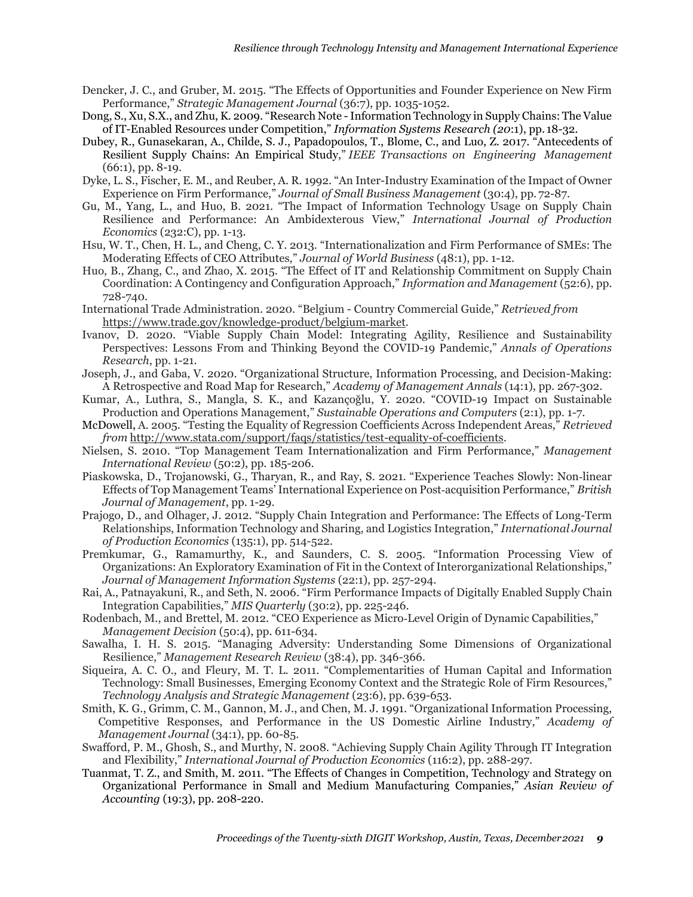Dencker, J. C., and Gruber, M. 2015. "The Effects of Opportunities and Founder Experience on New Firm Performance," *Strategic Management Journal* (36:7), pp. 1035-1052.

Dong, S., Xu, S.X., and Zhu, K. 2009. "Research Note - Information Technology in Supply Chains: The Value of IT-Enabled Resources under Competition," *Information Systems Research (20*:1), pp. 18-32.

Dubey, R., Gunasekaran, A., Childe, S. J., Papadopoulos, T., Blome, C., and Luo, Z. 2017. "Antecedents of Resilient Supply Chains: An Empirical Study," *IEEE Transactions on Engineering Management* (66:1), pp. 8-19.

Dyke, L. S., Fischer, E. M., and Reuber, A. R. 1992. "An Inter-Industry Examination of the Impact of Owner Experience on Firm Performance," *Journal of Small Business Management* (30:4), pp. 72-87.

Gu, M., Yang, L., and Huo, B. 2021. "The Impact of Information Technology Usage on Supply Chain Resilience and Performance: An Ambidexterous View," *International Journal of Production Economics* (232:C), pp. 1-13.

Hsu, W. T., Chen, H. L., and Cheng, C. Y. 2013. "Internationalization and Firm Performance of SMEs: The Moderating Effects of CEO Attributes," *Journal of World Business* (48:1), pp. 1-12.

Huo, B., Zhang, C., and Zhao, X. 2015. "The Effect of IT and Relationship Commitment on Supply Chain Coordination: A Contingency and Configuration Approach," *Information and Management* (52:6), pp. 728-740.

International Trade Administration. 2020. "Belgium - Country Commercial Guide," *Retrieved from* https://www.trade.gov/knowledge-product/belgium-market.

Ivanov, D. 2020. "Viable Supply Chain Model: Integrating Agility, Resilience and Sustainability Perspectives: Lessons From and Thinking Beyond the COVID-19 Pandemic," *Annals of Operations Research*, pp. 1-21.

Joseph, J., and Gaba, V. 2020. "Organizational Structure, Information Processing, and Decision-Making: A Retrospective and Road Map for Research," *Academy of Management Annals* (14:1), pp. 267-302.

Kumar, A., Luthra, S., Mangla, S. K., and Kazançoğlu, Y. 2020. "COVID-19 Impact on Sustainable Production and Operations Management," *Sustainable Operations and Computers* (2:1), pp. 1-7.

McDowell, A. 2005. "Testing the Equality of Regression Coefficients Across Independent Areas," *Retrieved from* http://www.stata.com/support/faqs/statistics/test-equality-of-coefficients.

Nielsen, S. 2010. "Top Management Team Internationalization and Firm Performance," *Management International Review* (50:2), pp. 185-206.

Piaskowska, D., Trojanowski, G., Tharyan, R., and Ray, S. 2021. "Experience Teaches Slowly: Non-linear Effects of Top Management Teams' International Experience on Post-acquisition Performance," *British Journal of Management*, pp. 1-29.

Prajogo, D., and Olhager, J. 2012. "Supply Chain Integration and Performance: The Effects of Long-Term Relationships, Information Technology and Sharing, and Logistics Integration," *International Journal of Production Economics* (135:1), pp. 514-522.

Premkumar, G., Ramamurthy, K., and Saunders, C. S. 2005. "Information Processing View of Organizations: An Exploratory Examination of Fit in the Context of Interorganizational Relationships," *Journal of Management Information Systems* (22:1), pp. 257-294.

Rai, A., Patnayakuni, R., and Seth, N. 2006. "Firm Performance Impacts of Digitally Enabled Supply Chain Integration Capabilities," *MIS Quarterly* (30:2), pp. 225-246.

Rodenbach, M., and Brettel, M. 2012. "CEO Experience as Micro-Level Origin of Dynamic Capabilities," *Management Decision* (50:4), pp. 611-634.

Sawalha, I. H. S. 2015. "Managing Adversity: Understanding Some Dimensions of Organizational Resilience," *Management Research Review* (38:4), pp. 346-366.

Siqueira, A. C. O., and Fleury, M. T. L. 2011. "Complementarities of Human Capital and Information Technology: Small Businesses, Emerging Economy Context and the Strategic Role of Firm Resources," *Technology Analysis and Strategic Management* (23:6), pp. 639-653.

Smith, K. G., Grimm, C. M., Gannon, M. J., and Chen, M. J. 1991. "Organizational Information Processing, Competitive Responses, and Performance in the US Domestic Airline Industry," *Academy of Management Journal* (34:1), pp. 60-85.

Swafford, P. M., Ghosh, S., and Murthy, N. 2008. "Achieving Supply Chain Agility Through IT Integration and Flexibility," *International Journal of Production Economics* (116:2), pp. 288-297.

Tuanmat, T. Z., and Smith, M. 2011. "The Effects of Changes in Competition, Technology and Strategy on Organizational Performance in Small and Medium Manufacturing Companies," *Asian Review of Accounting* (19:3), pp. 208-220.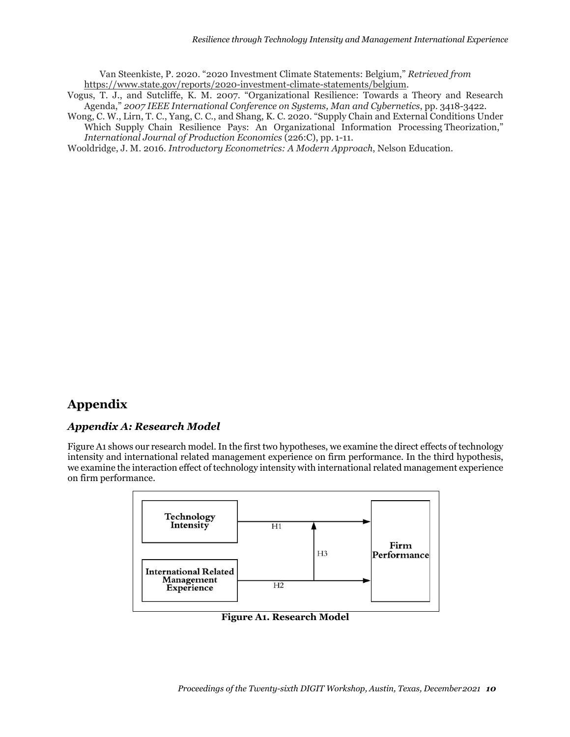Van Steenkiste, P. 2020. "2020 Investment Climate Statements: Belgium," *Retrieved from* https://www.state.gov/reports/2020-investment-climate-statements/belgium.

Vogus, T. J., and Sutcliffe, K. M. 2007. "Organizational Resilience: Towards a Theory and Research Agenda," *2007 IEEE International Conference on Systems, Man and Cybernetics*, pp. 3418-3422.

Wong, C. W., Lirn, T. C., Yang, C. C., and Shang, K. C. 2020. "Supply Chain and External Conditions Under Which Supply Chain Resilience Pays: An Organizational Information Processing Theorization," *International Journal of Production Economics* (226:C), pp. 1-11.

Wooldridge, J. M. 2016. *Introductory Econometrics: A Modern Approach*, Nelson Education.

# Appendix

## *Appendix A: Research Model*

Figure A1 shows our research model. In the first two hypotheses, we examine the direct effects of technology intensity and international related management experience on firm performance. In the third hypothesis, we examine the interaction effect of technology intensity with international related management experience on firm performance.

**Figure A1. Research Model**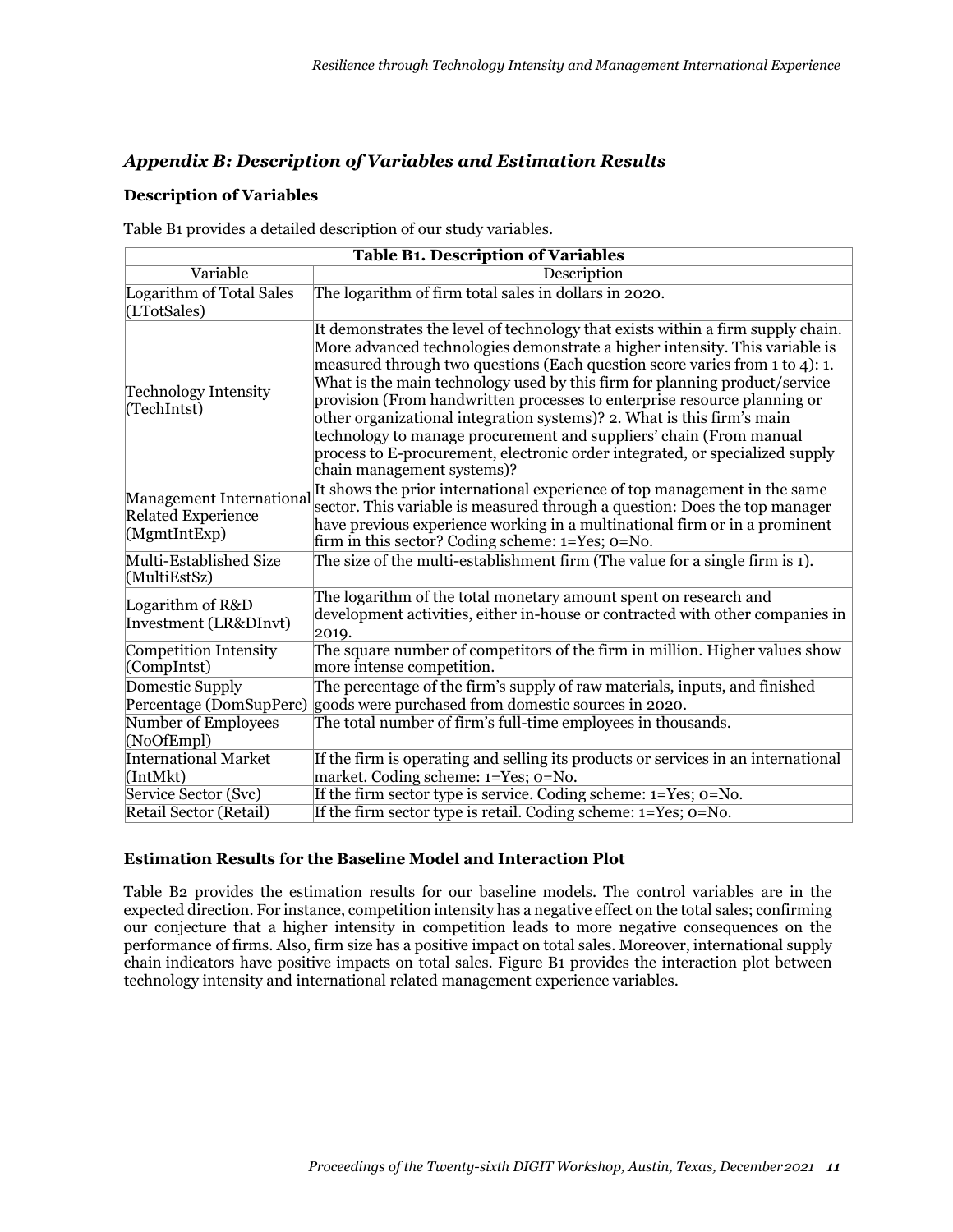## *Appendix B: Description of Variables and Estimation Results*

### Description of Variables

Table B1 provides a detailed description of our study variables.

| **Table B1. Description of Variables** | |
|---|---|
| Variable | Description |
| Logarithm of Total Sales (LTotSales) | The logarithm of firm total sales in dollars in 2020. |
| Technology Intensity (TechIntst) | It demonstrates the level of technology that exists within a firm supply chain. More advanced technologies demonstrate a higher intensity. This variable is measured through two questions (Each question score varies from 1 to 4): 1. What is the main technology used by this firm for planning product/service provision (From handwritten processes to enterprise resource planning or other organizational integration systems)? 2. What is this firm's main technology to manage procurement and suppliers' chain (From manual process to E-procurement, electronic order integrated, or specialized supply chain management systems)? |
| Management International Related Experience (MgmtIntExp) | It shows the prior international experience of top management in the same sector. This variable is measured through a question: Does the top manager have previous experience working in a multinational firm or in a prominent firm in this sector? Coding scheme: 1=Yes; 0=No. |
| Multi-Established Size (MultiEstSz) | The size of the multi-establishment firm (The value for a single firm is 1). |
| Logarithm of R&D Investment (LR&DInvt) | The logarithm of the total monetary amount spent on research and development activities, either in-house or contracted with other companies in 2019. |
| Competition Intensity (CompIntst) | The square number of competitors of the firm in million. Higher values show more intense competition. |
| Domestic Supply Percentage (DomSupPerc) | The percentage of the firm's supply of raw materials, inputs, and finished goods were purchased from domestic sources in 2020. |
| Number of Employees (NoOfEmpl) | The total number of firm's full-time employees in thousands. |
| International Market (IntMkt) | If the firm is operating and selling its products or services in an international market. Coding scheme: 1=Yes; 0=No. |
| Service Sector (Svc) | If the firm sector type is service. Coding scheme: 1=Yes; 0=No. |
| Retail Sector (Retail) | If the firm sector type is retail. Coding scheme: 1=Yes; 0=No. |

### Estimation Results for the Baseline Model and Interaction Plot

Table B2 provides the estimation results for our baseline models. The control variables are in the expected direction. For instance, competition intensity has a negative effect on the total sales; confirming our conjecture that a higher intensity in competition leads to more negative consequences on the performance of firms. Also, firm size has a positive impact on total sales. Moreover, international supply chain indicators have positive impacts on total sales. Figure B1 provides the interaction plot between technology intensity and international related management experience variables.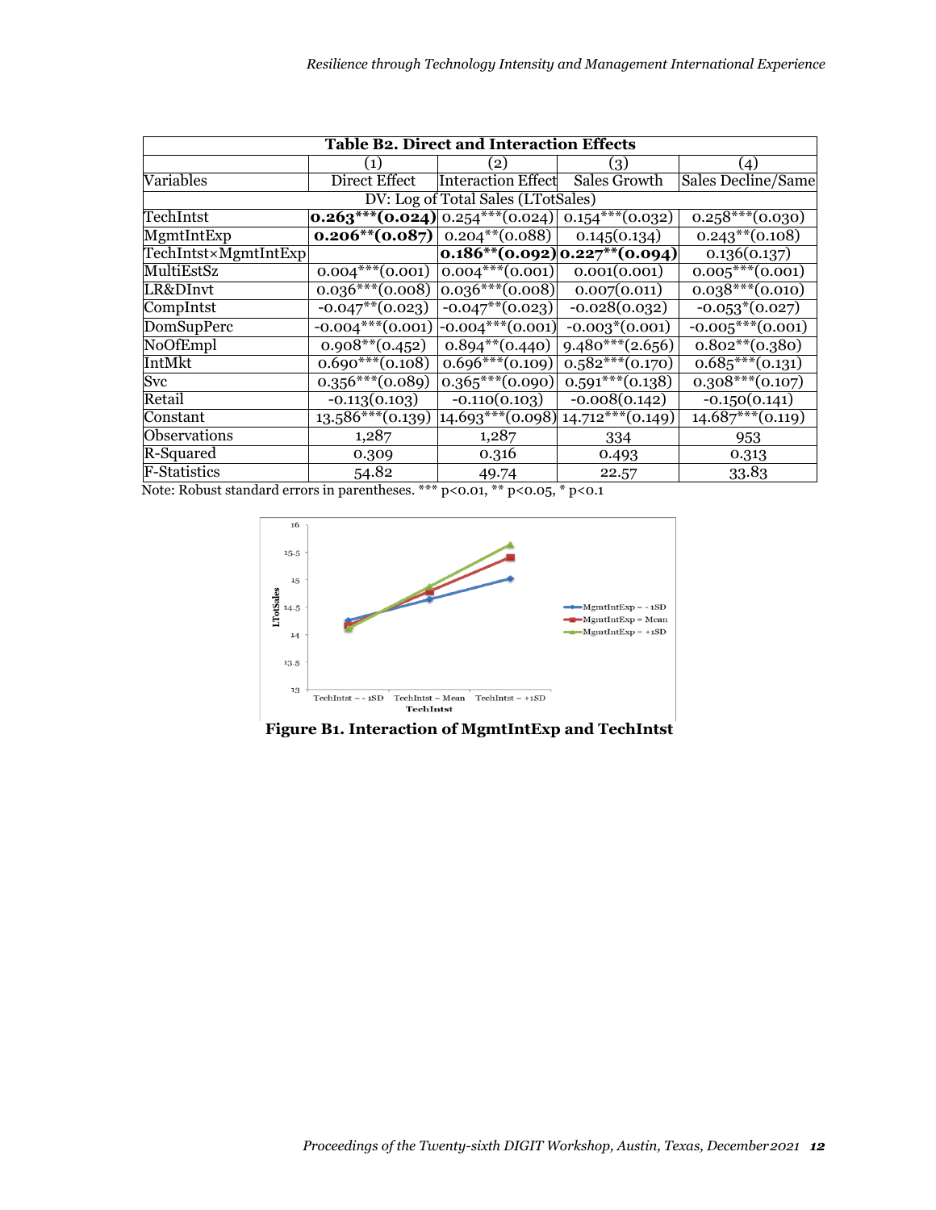| Table B2. Direct and Interaction Effects | | | | |
|---|---|---|---|---|
| | (1) | (2) | (3) | (4) |
| Variables | Direct Effect | Interaction Effect | Sales Growth | Sales Decline/Same |
| DV: Log of Total Sales (LTotSales) | | | | |
| TechIntst | **0.263\*\*\*(0.024)** | 0.254\*\*\*(0.024) | 0.154\*\*\*(0.032) | 0.258\*\*\*(0.030) |
| MgmtIntExp | **0.206\*\*(0.087)** | 0.204\*\*(0.088) | 0.145(0.134) | 0.243\*\*(0.108) |
| TechIntst×MgmtIntExp | | **0.186\*\*(0.092)** | **0.227\*\*(0.094)** | 0.136(0.137) |
| MultiEstSz | 0.004\*\*\*(0.001) | 0.004\*\*\*(0.001) | 0.001(0.001) | 0.005\*\*\*(0.001) |
| LR&DInvt | 0.036\*\*\*(0.008) | 0.036\*\*\*(0.008) | 0.007(0.011) | 0.038\*\*\*(0.010) |
| CompIntst | -0.047\*\*(0.023) | -0.047\*\*(0.023) | -0.028(0.032) | -0.053\*(0.027) |
| DomSupPerc | -0.004\*\*\*(0.001) | -0.004\*\*\*(0.001) | -0.003\*(0.001) | -0.005\*\*\*(0.001) |
| NoOfEmpl | 0.908\*\*(0.452) | 0.894\*\*(0.440) | 9.480\*\*\*(2.656) | 0.802\*\*(0.380) |
| IntMkt | 0.690\*\*\*(0.108) | 0.696\*\*\*(0.109) | 0.582\*\*\*(0.170) | 0.685\*\*\*(0.131) |
| Svc | 0.356\*\*\*(0.089) | 0.365\*\*\*(0.090) | 0.591\*\*\*(0.138) | 0.308\*\*\*(0.107) |
| Retail | -0.113(0.103) | -0.110(0.103) | -0.008(0.142) | -0.150(0.141) |
| Constant | 13.586\*\*\*(0.139) | 14.693\*\*\*(0.098) | 14.712\*\*\*(0.149) | 14.687\*\*\*(0.119) |
| Observations | 1,287 | 1,287 | 334 | 953 |
| R-Squared | 0.309 | 0.316 | 0.493 | 0.313 |
| F-Statistics | 54.82 | 49.74 | 22.57 | 33.83 |

Note: Robust standard errors in parentheses. \*\*\* p<0.01, \*\* p<0.05, \* p<0.1

LTotSales
16
15.5
15
14.5
14
13.5
13
TechIntst = -1SD
TechIntst = Mean
TechIntst = +1SD
TechIntst
MgmtIntExp = -1SD
MgmtIntExp = Mean
MgmtIntExp = +1SD

**Figure B1. Interaction of MgmtIntExp and TechIntst**